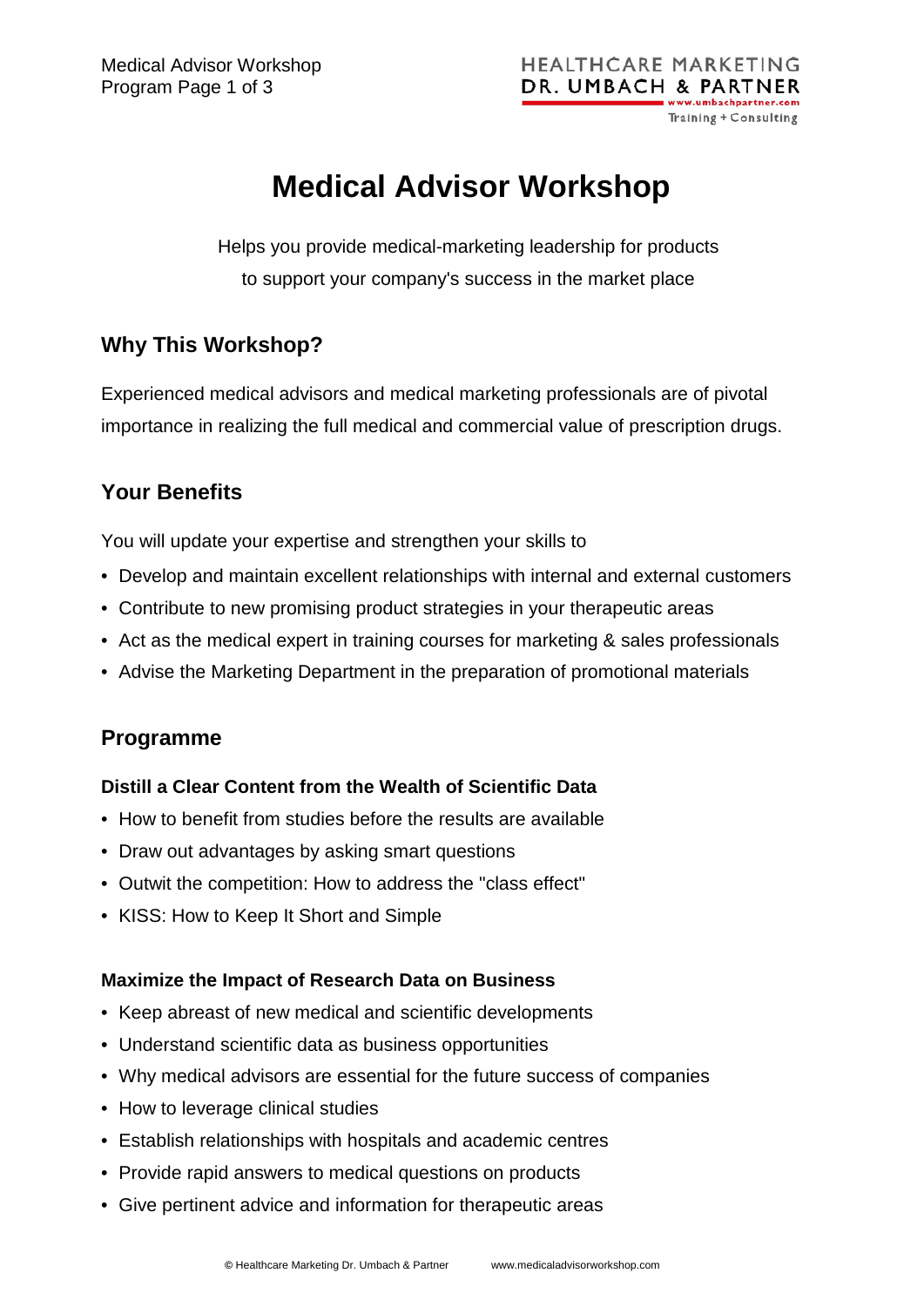# Medical Advisor Workshop

Helps you provide medical-marketing leadership for products to support your company's success in the market place

## Why This Workshop?

Experienced medical advisors and medical marketing professionals are of pivotal importance in realizing the full medical and commercial value of prescription drugs.

## Your Benefits

You will update your expertise and strengthen your skills to

- Develop and maintain excellent relationships with internal and external customers
- Contribute to new promising product strategies in your therapeutic areas
- Act as the medical expert in training courses for marketing & sales professionals
- Advise the Marketing Department in the preparation of promotional materials

## Programme

### Distill a Clear Content from the Wealth of Scientific Data

- How to benefit from studies before the results are available
- Draw out advantages by asking smart questions
- Outwit the competition: How to address the "class effect"
- KISS: How to Keep It Short and Simple

### Maximize the Impact of Research Data on Business

- Keep abreast of new medical and scientific developments
- Understand scientific data as business opportunities
- Why medical advisors are essential for the future success of companies
- How to leverage clinical studies
- Establish relationships with hospitals and academic centres
- Provide rapid answers to medical questions on products
- Give pertinent advice and information for therapeutic areas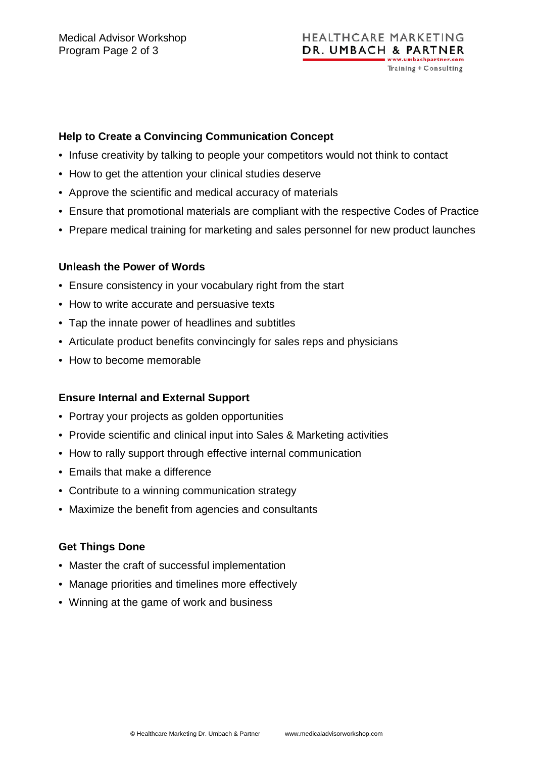### Help to Create a Convincing Communication Concept

- Infuse creativity by talking to people your competitors would not think to contact
- How to get the attention your clinical studies deserve
- Approve the scientific and medical accuracy of materials
- Ensure that promotional materials are compliant with the respective Codes of Practice
- Prepare medical training for marketing and sales personnel for new product launches

### Unleash the Power of Words

- Ensure consistency in your vocabulary right from the start
- How to write accurate and persuasive texts
- Tap the innate power of headlines and subtitles
- Articulate product benefits convincingly for sales reps and physicians
- How to become memorable

### Ensure Internal and External Support

- Portray your projects as golden opportunities
- Provide scientific and clinical input into Sales & Marketing activities
- How to rally support through effective internal communication
- Emails that make a difference
- Contribute to a winning communication strategy
- Maximize the benefit from agencies and consultants

### Get Things Done

- Master the craft of successful implementation
- Manage priorities and timelines more effectively
- Winning at the game of work and business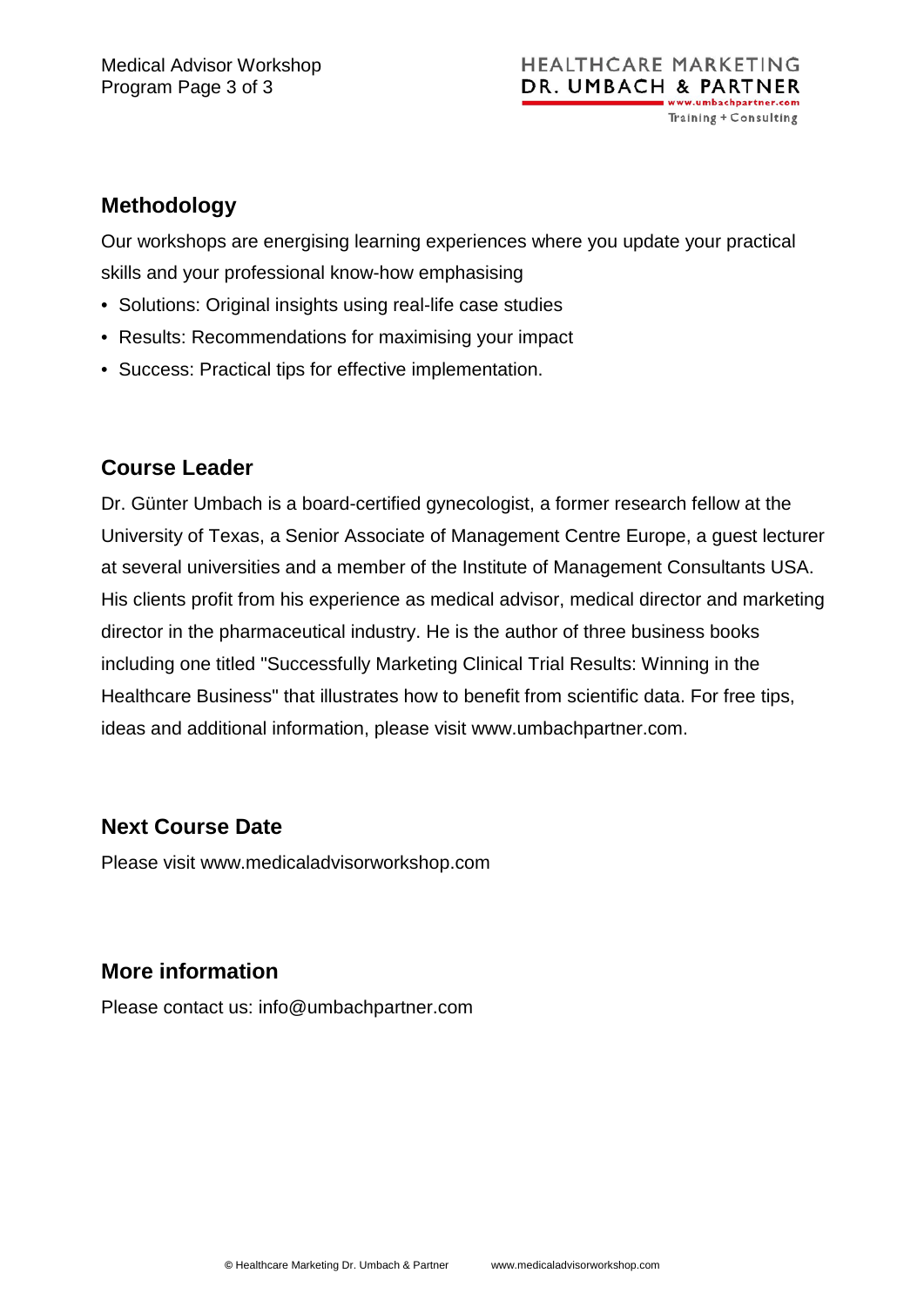## Methodology

Our workshops are energising learning experiences where you update your practical skills and your professional know-how emphasising

- Solutions: Original insights using real-life case studies
- Results: Recommendations for maximising your impact
- Success: Practical tips for effective implementation.

## Course Leader

Dr. Günter Umbach is a board-certified gynecologist, a former research fellow at the University of Texas, a Senior Associate of Management Centre Europe, a guest lecturer at several universities and a member of the Institute of Management Consultants USA. His clients profit from his experience as medical advisor, medical director and marketing director in the pharmaceutical industry. He is the author of three business books including one titled "Successfully Marketing Clinical Trial Results: Winning in the Healthcare Business" that illustrates how to benefit from scientific data. For free tips, ideas and additional information, please visit www.umbachpartner.com.

## Next Course Date

Please visit www.medicaladvisorworkshop.com

## More information

Please contact us: info@umbachpartner.com